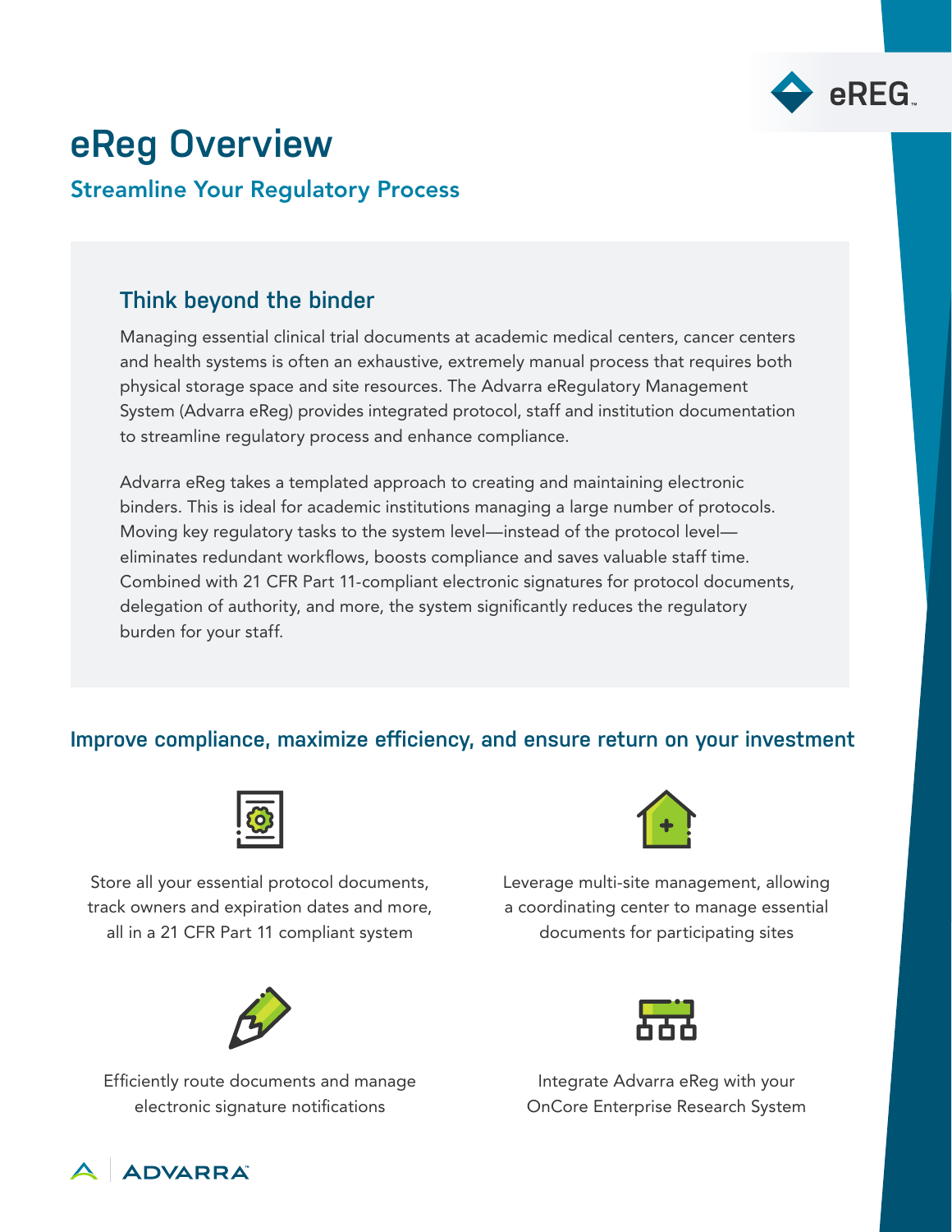# eReg Overview

## Streamline Your Regulatory Process

### Think beyond the binder

Managing essential clinical trial documents at academic medical centers, cancer centers and health systems is often an exhaustive, extremely manual process that requires both physical storage space and site resources. The Advarra eRegulatory Management System (Advarra eReg) provides integrated protocol, staff and institution documentation to streamline regulatory process and enhance compliance.

Advarra eReg takes a templated approach to creating and maintaining electronic binders. This is ideal for academic institutions managing a large number of protocols. Moving key regulatory tasks to the system level—instead of the protocol level—eliminates redundant workflows, boosts compliance and saves valuable staff time. Combined with 21 CFR Part 11-compliant electronic signatures for protocol documents, delegation of authority, and more, the system significantly reduces the regulatory burden for your staff.

### Improve compliance, maximize efficiency, and ensure return on your investment

Store all your essential protocol documents, track owners and expiration dates and more, all in a 21 CFR Part 11 compliant system

Leverage multi-site management, allowing a coordinating center to manage essential documents for participating sites

Efficiently route documents and manage electronic signature notifications

Integrate Advarra eReg with your OnCore Enterprise Research System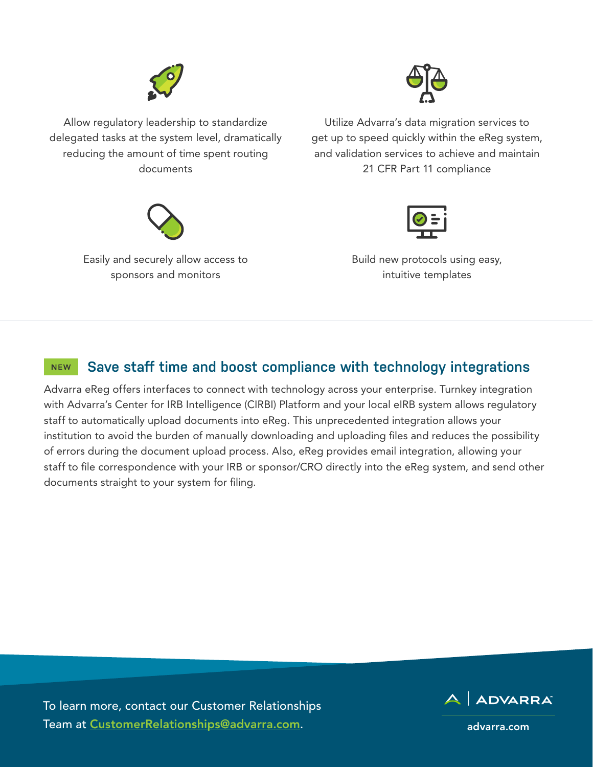Allow regulatory leadership to standardize delegated tasks at the system level, dramatically reducing the amount of time spent routing documents

Utilize Advarra's data migration services to get up to speed quickly within the eReg system, and validation services to achieve and maintain 21 CFR Part 11 compliance

Easily and securely allow access to sponsors and monitors

Build new protocols using easy, intuitive templates

## NEW Save staff time and boost compliance with technology integrations

Advarra eReg offers interfaces to connect with technology across your enterprise. Turnkey integration with Advarra's Center for IRB Intelligence (CIRBI) Platform and your local eIRB system allows regulatory staff to automatically upload documents into eReg. This unprecedented integration allows your institution to avoid the burden of manually downloading and uploading files and reduces the possibility of errors during the document upload process. Also, eReg provides email integration, allowing your staff to file correspondence with your IRB or sponsor/CRO directly into the eReg system, and send other documents straight to your system for filing.

To learn more, contact our Customer Relationships Team at CustomerRelationships@advarra.com.

ADVARRA

advarra.com